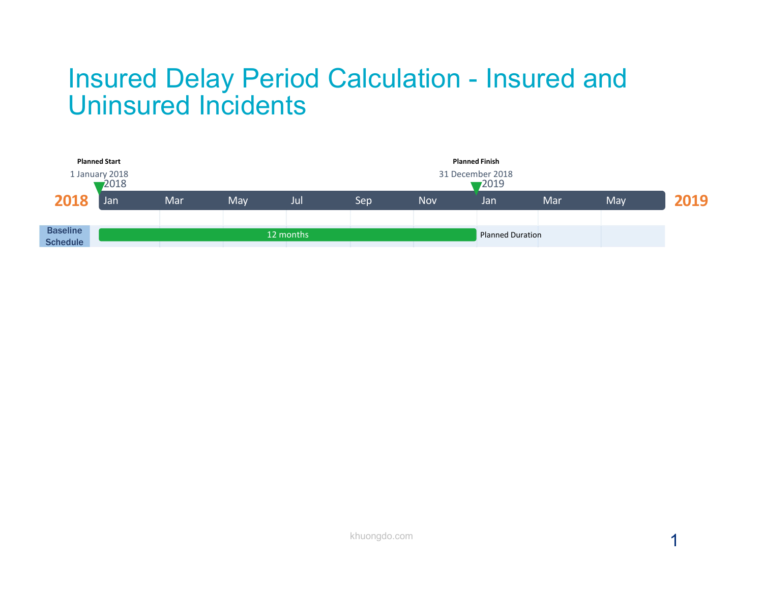# Insured Delay Period Calculation - Insured and Uninsured Incidents

**Planned Start**

1 January 2018

**Planned Finish**

31 December 2018

2018 | Jan | Mar | May | Jul | Sep | Nov | Jan | Mar | May | 2019

**Baseline Schedule**: 12 months — Planned Duration

khuongdo.com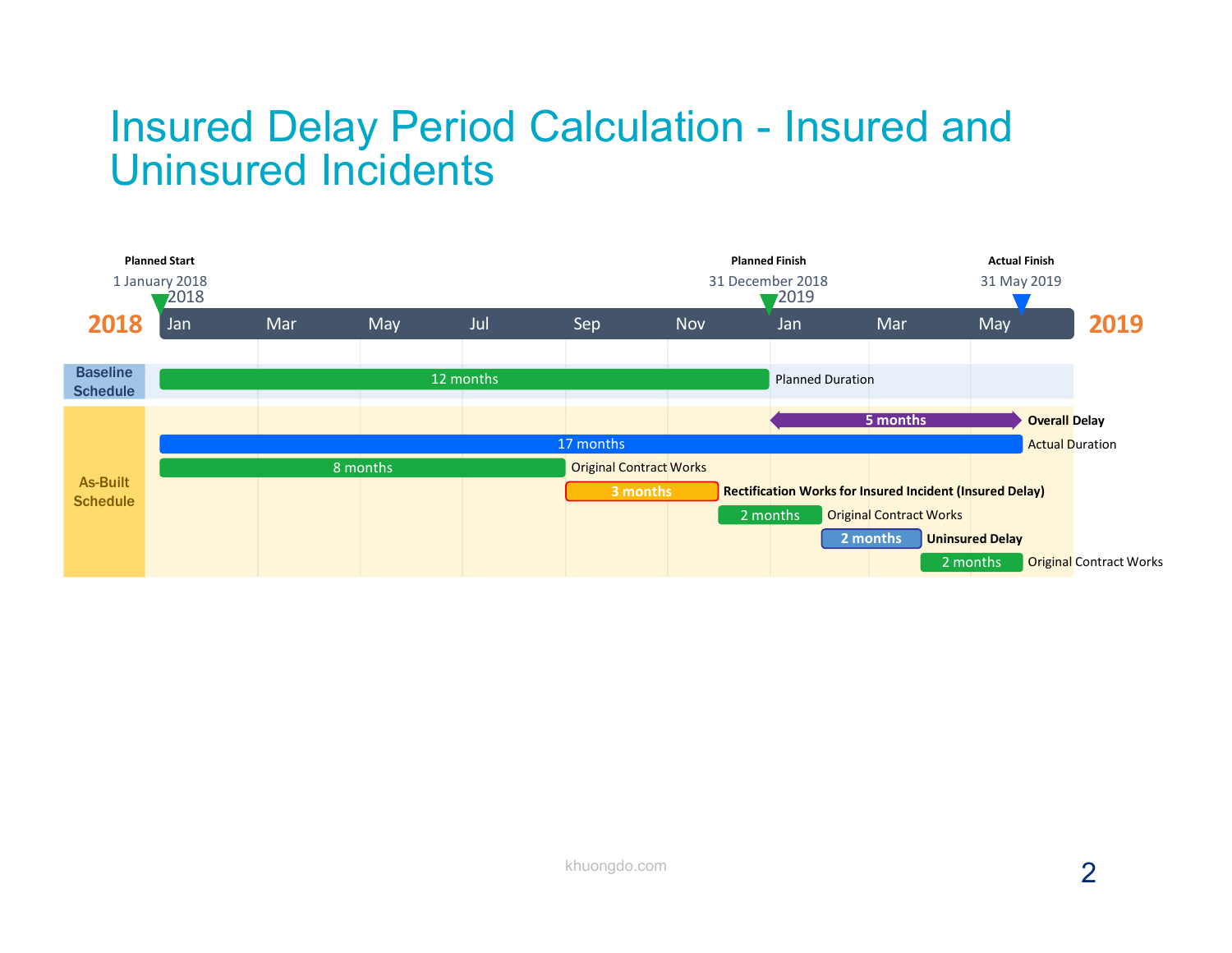# Insured Delay Period Calculation - Insured and Uninsured Incidents

**Planned Start**
1 January 2018

**Planned Finish**
31 December 2018

**Actual Finish**
31 May 2019

2018 — Jan, Mar, May, Jul, Sep, Nov — 2019 — Jan, Mar, May

**Baseline Schedule**

- 12 months — Planned Duration

**As-Built Schedule**

- 5 months — **Overall Delay**
- 17 months — Actual Duration
- 8 months — Original Contract Works
- 3 months — **Rectification Works for Insured Incident (Insured Delay)**
- 2 months — Original Contract Works
- 2 months — **Uninsured Delay**
- 2 months — Original Contract Works

khuongdo.com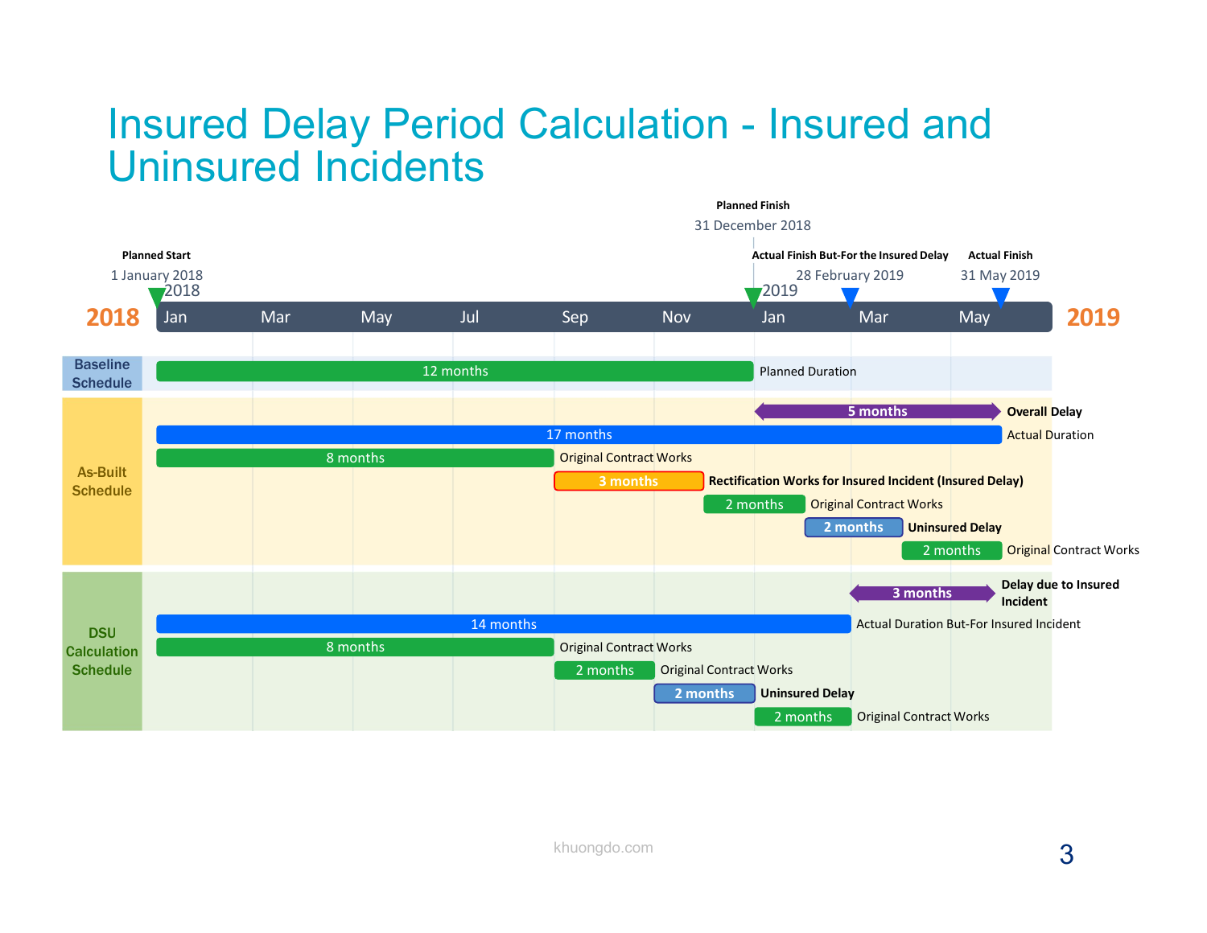# Insured Delay Period Calculation - Insured and Uninsured Incidents

**Planned Start** 1 January 2018

**Planned Finish** 31 December 2018

**Actual Finish But-For the Insured Delay** 28 February 2019

**Actual Finish** 31 May 2019

2018: Jan, Mar, May, Jul, Sep, Nov — 2019: Jan, Mar, May

**Baseline Schedule**

- 12 months — Planned Duration

**As-Built Schedule**

- 5 months — **Overall Delay**
- 17 months — Actual Duration
- 8 months — Original Contract Works
- 3 months — **Rectification Works for Insured Incident (Insured Delay)**
- 2 months — Original Contract Works
- 2 months — **Uninsured Delay**
- 2 months — Original Contract Works

**DSU Calculation Schedule**

- 3 months — **Delay due to Insured Incident**
- 14 months — Actual Duration But-For Insured Incident
- 8 months — Original Contract Works
- 2 months — Original Contract Works
- 2 months — **Uninsured Delay**
- 2 months — Original Contract Works

khuongdo.com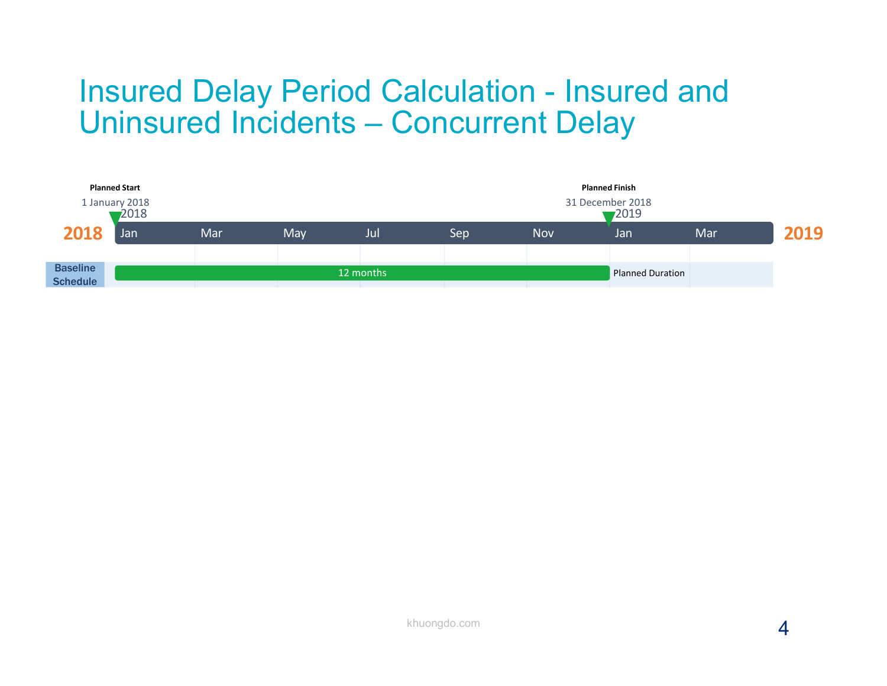# Insured Delay Period Calculation - Insured and Uninsured Incidents – Concurrent Delay

**Planned Start**
1 January 2018

**Planned Finish**
31 December 2018

2018 | Jan | Mar | May | Jul | Sep | Nov | Jan | Mar | 2019

**Baseline Schedule**: 12 months — Planned Duration

khuongdo.com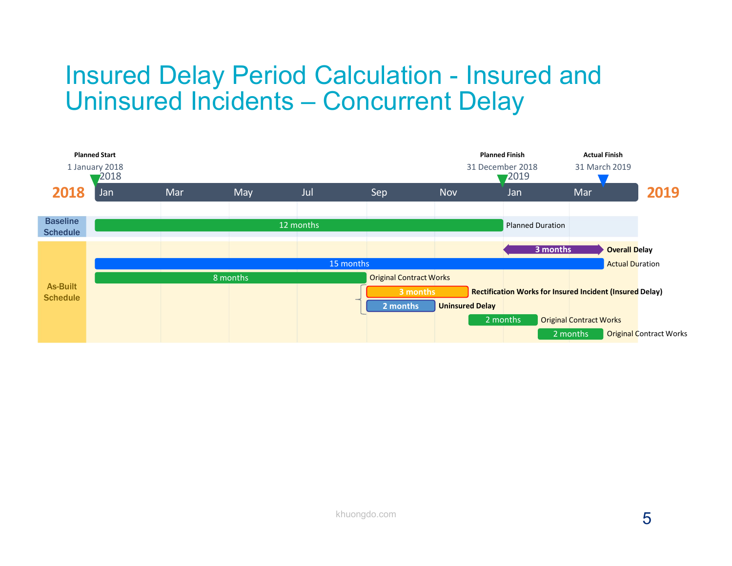# Insured Delay Period Calculation - Insured and Uninsured Incidents – Concurrent Delay

**Planned Start** 1 January 2018

**Planned Finish** 31 December 2018

**Actual Finish** 31 March 2019

2018 — Jan, Mar, May, Jul, Sep, Nov — 2019 — Jan, Mar

**Baseline Schedule**

- 12 months — Planned Duration

**As-Built Schedule**

- 3 months — **Overall Delay**
- 15 months — Actual Duration
- 8 months — Original Contract Works
- 3 months — **Rectification Works for Insured Incident (Insured Delay)**
- 2 months — **Uninsured Delay**
- 2 months — Original Contract Works
- 2 months — Original Contract Works

khuongdo.com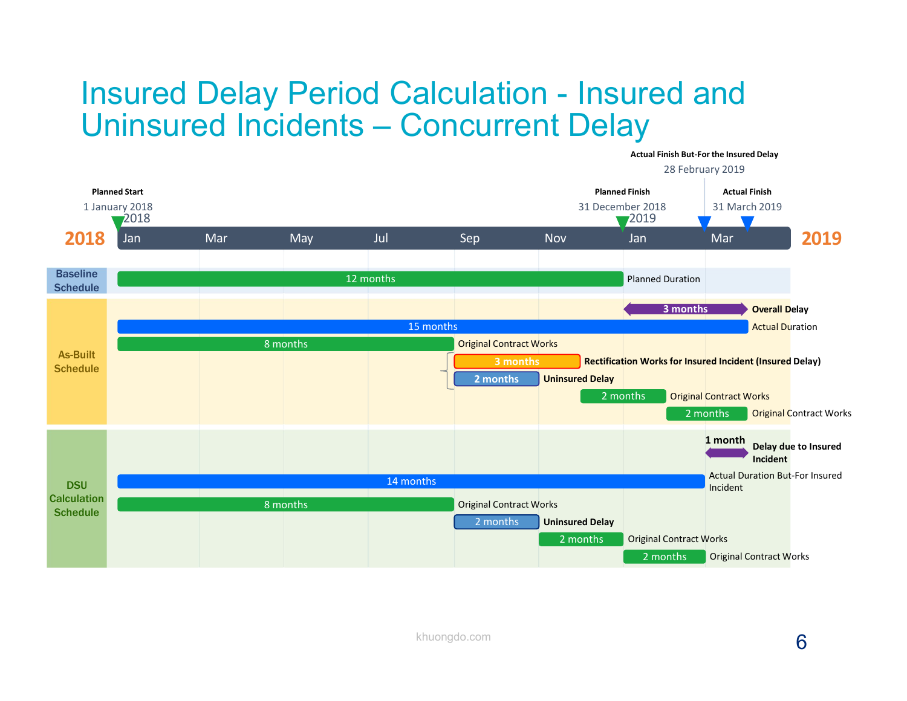# Insured Delay Period Calculation - Insured and Uninsured Incidents – Concurrent Delay

Actual Finish But-For the Insured Delay
28 February 2019

Planned Start
1 January 2018

Planned Finish
31 December 2018

Actual Finish
31 March 2019

2018
2018
Jan
Mar
May
Jul
Sep
Nov
2019
Jan
Mar
2019

Baseline Schedule
12 months
Planned Duration

As-Built Schedule
3 months
Overall Delay
15 months
Actual Duration
8 months
Original Contract Works
3 months
Rectification Works for Insured Incident (Insured Delay)
2 months
Uninsured Delay
2 months
Original Contract Works
2 months
Original Contract Works

DSU Calculation Schedule
1 month
Delay due to Insured Incident
14 months
Actual Duration But-For Insured Incident
8 months
Original Contract Works
2 months
Uninsured Delay
2 months
Original Contract Works
2 months
Original Contract Works

khuongdo.com